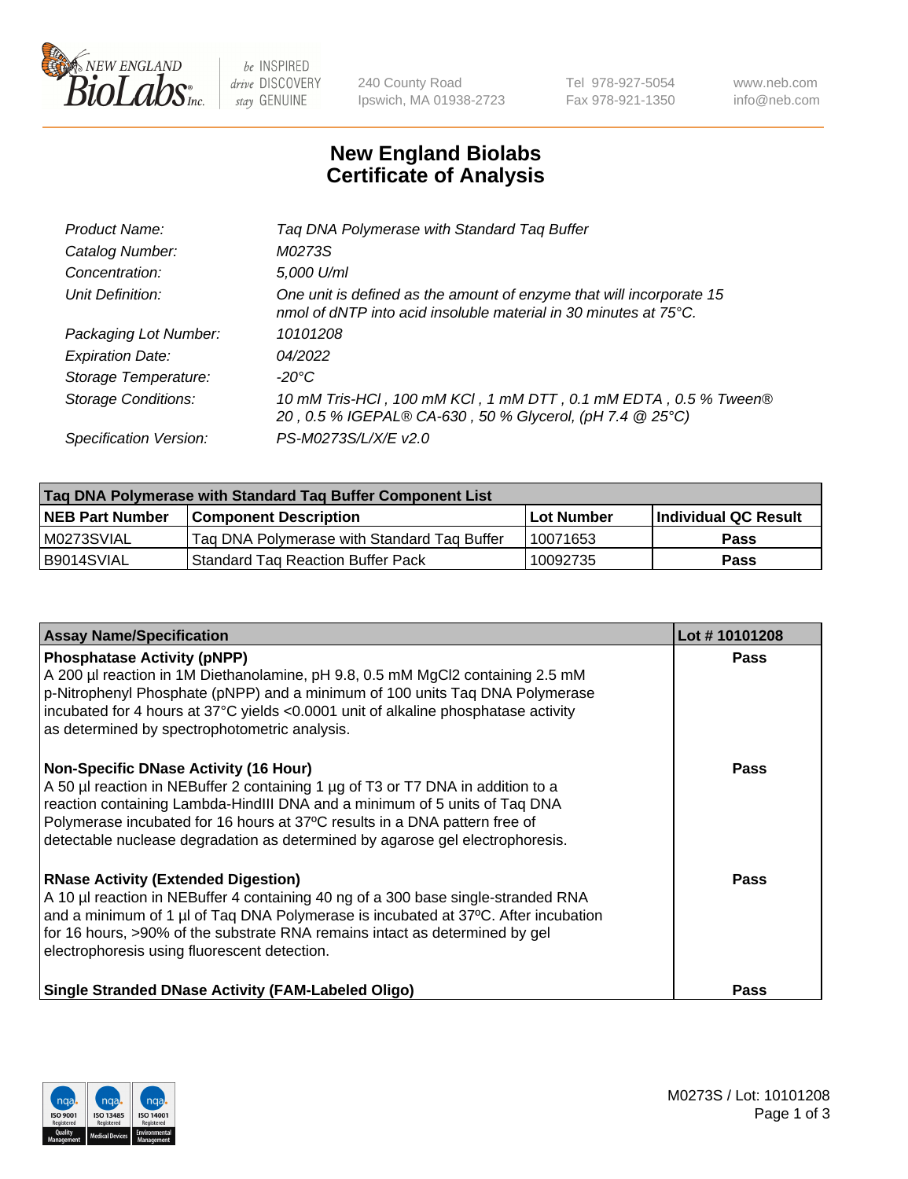New England BioLabs Inc. — be INSPIRED drive DISCOVERY stay GENUINE

240 County Road
Ipswich, MA 01938-2723

Tel 978-927-5054
Fax 978-921-1350

www.neb.com
info@neb.com

# New England Biolabs
# Certificate of Analysis

| | |
|---|---|
| *Product Name:* | *Taq DNA Polymerase with Standard Taq Buffer* |
| *Catalog Number:* | *M0273S* |
| *Concentration:* | *5,000 U/ml* |
| *Unit Definition:* | *One unit is defined as the amount of enzyme that will incorporate 15 nmol of dNTP into acid insoluble material in 30 minutes at 75°C.* |
| *Packaging Lot Number:* | *10101208* |
| *Expiration Date:* | *04/2022* |
| *Storage Temperature:* | *-20°C* |
| *Storage Conditions:* | *10 mM Tris-HCl , 100 mM KCl , 1 mM DTT , 0.1 mM EDTA , 0.5 % Tween® 20 , 0.5 % IGEPAL® CA-630 , 50 % Glycerol, (pH 7.4 @ 25°C)* |
| *Specification Version:* | *PS-M0273S/L/X/E v2.0* |

| Taq DNA Polymerase with Standard Taq Buffer Component List | | | |
|---|---|---|---|
| **NEB Part Number** | **Component Description** | **Lot Number** | **Individual QC Result** |
| M0273SVIAL | Taq DNA Polymerase with Standard Taq Buffer | 10071653 | **Pass** |
| B9014SVIAL | Standard Taq Reaction Buffer Pack | 10092735 | **Pass** |

| Assay Name/Specification | Lot # 10101208 |
|---|---|
| **Phosphatase Activity (pNPP)**<br>A 200 µl reaction in 1M Diethanolamine, pH 9.8, 0.5 mM MgCl2 containing 2.5 mM p-Nitrophenyl Phosphate (pNPP) and a minimum of 100 units Taq DNA Polymerase incubated for 4 hours at 37°C yields <0.0001 unit of alkaline phosphatase activity as determined by spectrophotometric analysis. | **Pass** |
| **Non-Specific DNase Activity (16 Hour)**<br>A 50 µl reaction in NEBuffer 2 containing 1 µg of T3 or T7 DNA in addition to a reaction containing Lambda-HindIII DNA and a minimum of 5 units of Taq DNA Polymerase incubated for 16 hours at 37ºC results in a DNA pattern free of detectable nuclease degradation as determined by agarose gel electrophoresis. | **Pass** |
| **RNase Activity (Extended Digestion)**<br>A 10 µl reaction in NEBuffer 4 containing 40 ng of a 300 base single-stranded RNA and a minimum of 1 µl of Taq DNA Polymerase is incubated at 37ºC. After incubation for 16 hours, >90% of the substrate RNA remains intact as determined by gel electrophoresis using fluorescent detection. | **Pass** |
| **Single Stranded DNase Activity (FAM-Labeled Oligo)** | **Pass** |

M0273S / Lot: 10101208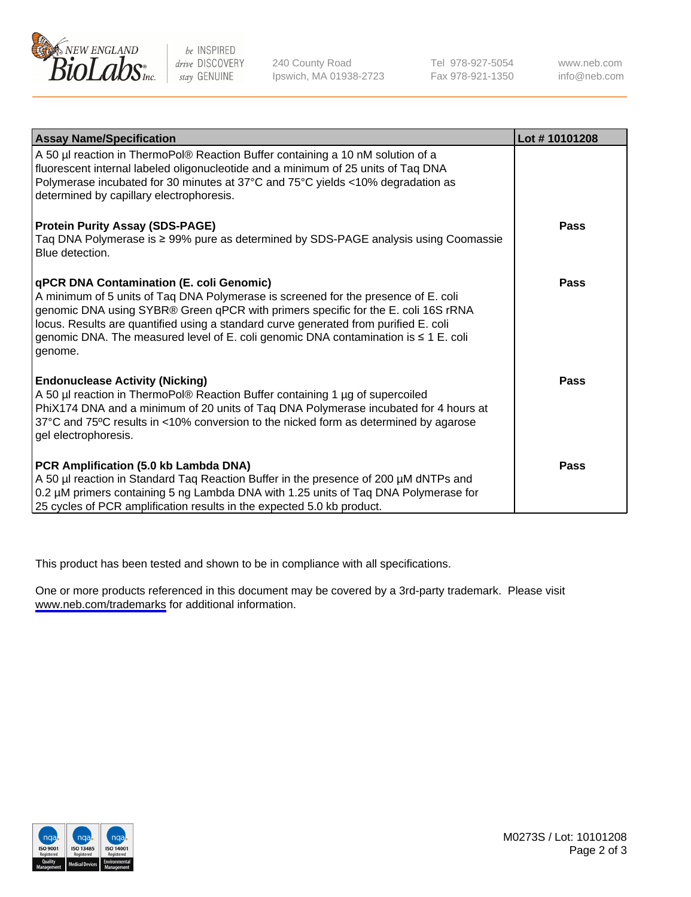| Assay Name/Specification | Lot # 10101208 |
| --- | --- |
| A 50 µl reaction in ThermoPol® Reaction Buffer containing a 10 nM solution of a fluorescent internal labeled oligonucleotide and a minimum of 25 units of Taq DNA Polymerase incubated for 30 minutes at 37°C and 75°C yields <10% degradation as determined by capillary electrophoresis. | |
| **Protein Purity Assay (SDS-PAGE)**<br>Taq DNA Polymerase is ≥ 99% pure as determined by SDS-PAGE analysis using Coomassie Blue detection. | **Pass** |
| **qPCR DNA Contamination (E. coli Genomic)**<br>A minimum of 5 units of Taq DNA Polymerase is screened for the presence of E. coli genomic DNA using SYBR® Green qPCR with primers specific for the E. coli 16S rRNA locus. Results are quantified using a standard curve generated from purified E. coli genomic DNA. The measured level of E. coli genomic DNA contamination is ≤ 1 E. coli genome. | **Pass** |
| **Endonuclease Activity (Nicking)**<br>A 50 µl reaction in ThermoPol® Reaction Buffer containing 1 µg of supercoiled PhiX174 DNA and a minimum of 20 units of Taq DNA Polymerase incubated for 4 hours at 37°C and 75ºC results in <10% conversion to the nicked form as determined by agarose gel electrophoresis. | **Pass** |
| **PCR Amplification (5.0 kb Lambda DNA)**<br>A 50 µl reaction in Standard Taq Reaction Buffer in the presence of 200 µM dNTPs and 0.2 µM primers containing 5 ng Lambda DNA with 1.25 units of Taq DNA Polymerase for 25 cycles of PCR amplification results in the expected 5.0 kb product. | **Pass** |

This product has been tested and shown to be in compliance with all specifications.

One or more products referenced in this document may be covered by a 3rd-party trademark. Please visit www.neb.com/trademarks for additional information.

M0273S / Lot: 10101208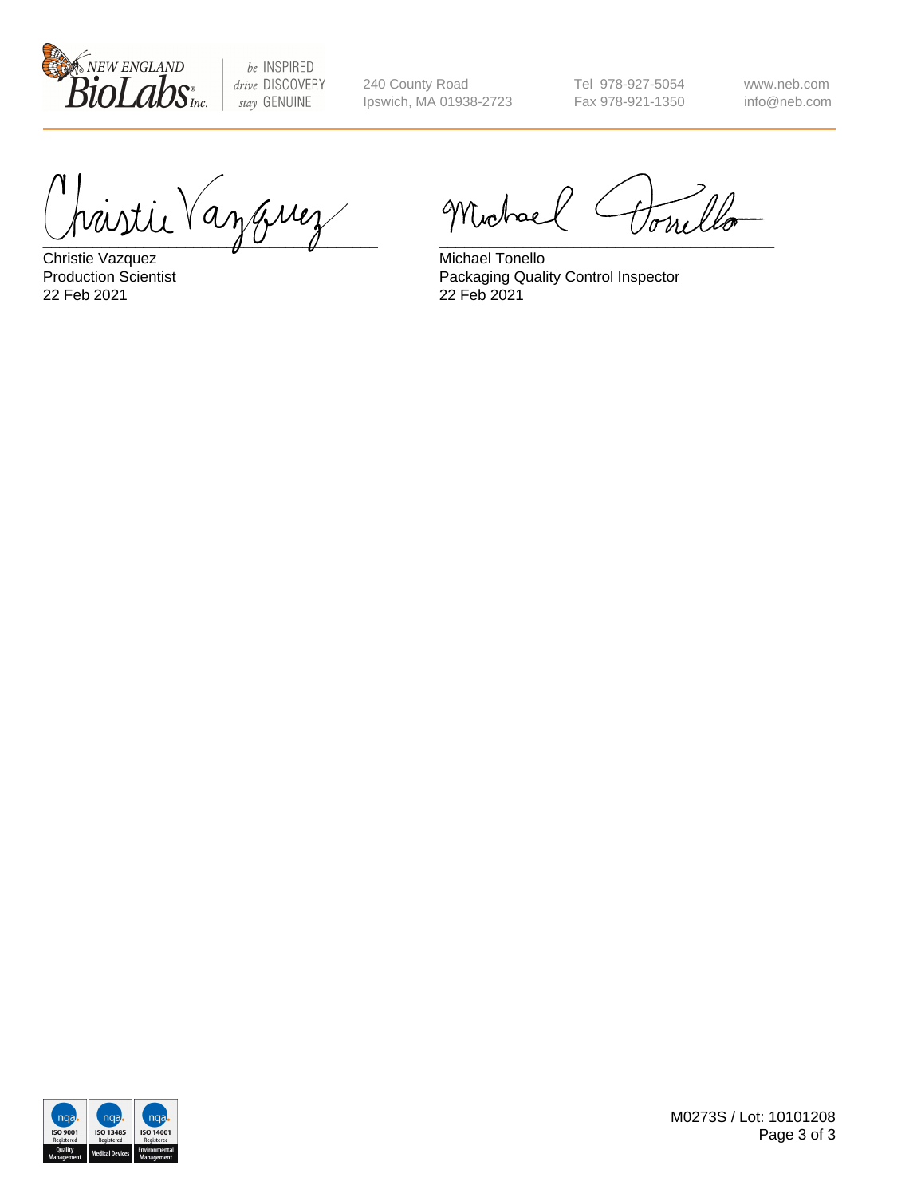240 County Road
Ipswich, MA 01938-2723

Tel 978-927-5054
Fax 978-921-1350

www.neb.com
info@neb.com

Christie Vazquez
Production Scientist
22 Feb 2021

Michael Tonello
Packaging Quality Control Inspector
22 Feb 2021

M0273S / Lot: 10101208